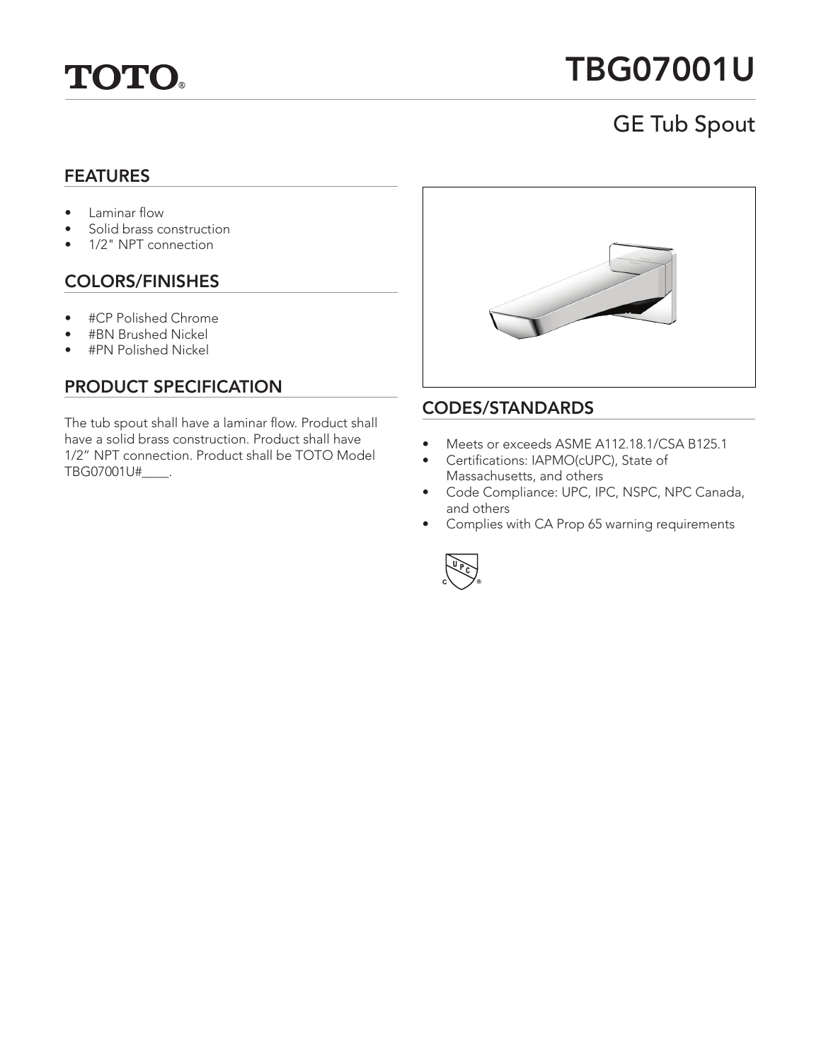TOTO®

# TBG07001U

## GE Tub Spout

### FEATURES

- Laminar flow
- Solid brass construction
- 1/2" NPT connection

### COLORS/FINISHES

- #CP Polished Chrome
- #BN Brushed Nickel
- #PN Polished Nickel

### PRODUCT SPECIFICATION

The tub spout shall have a laminar flow. Product shall have a solid brass construction. Product shall have 1/2" NPT connection. Product shall be TOTO Model TBG07001U#____.

### CODES/STANDARDS

- Meets or exceeds ASME A112.18.1/CSA B125.1
- Certifications: IAPMO(cUPC), State of Massachusetts, and others
- Code Compliance: UPC, IPC, NSPC, NPC Canada, and others
- Complies with CA Prop 65 warning requirements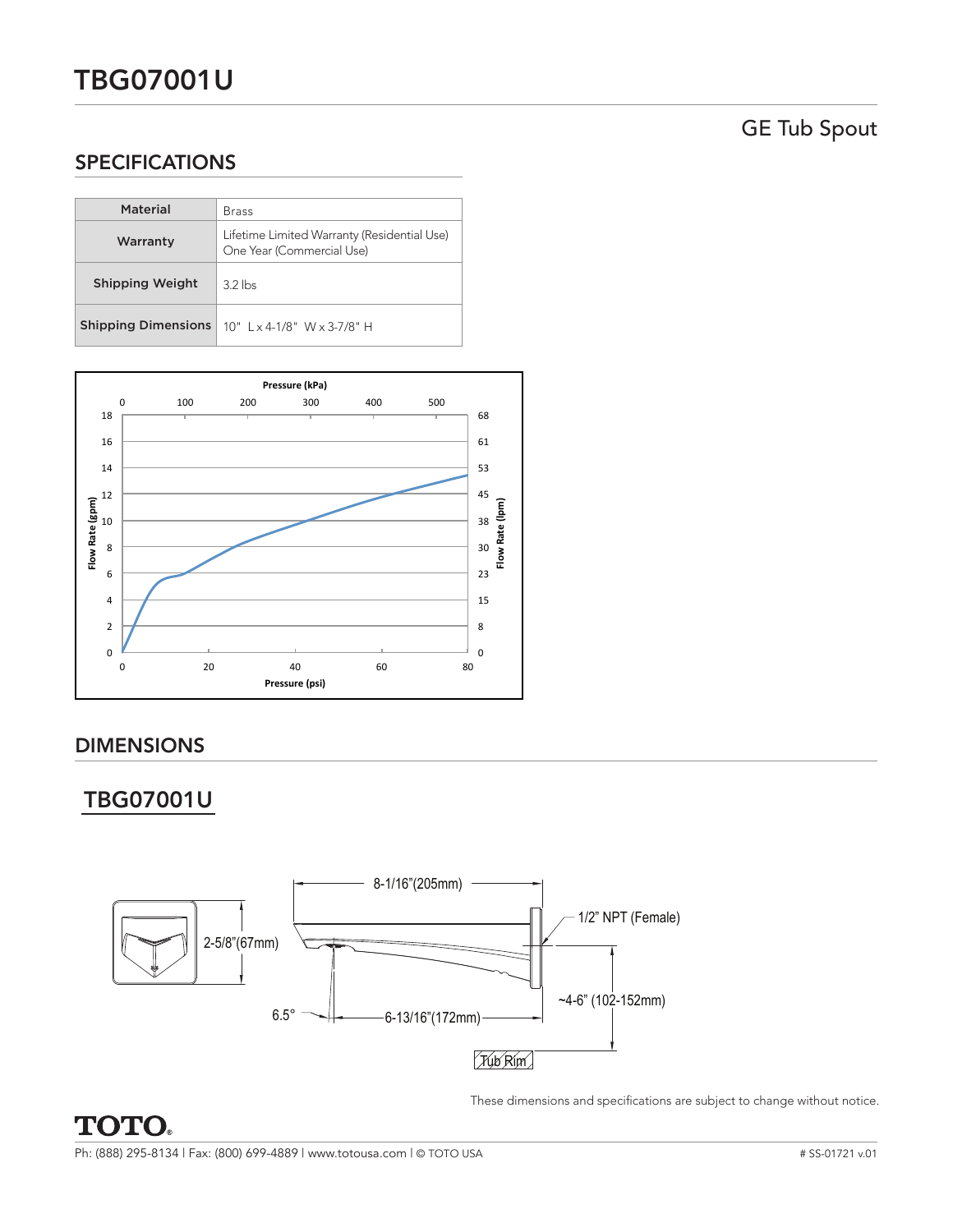# TBG07001U

GE Tub Spout

## SPECIFICATIONS

| | |
|---|---|
| **Material** | Brass |
| **Warranty** | Lifetime Limited Warranty (Residential Use)<br>One Year (Commercial Use) |
| **Shipping Weight** | 3.2 lbs |
| **Shipping Dimensions** | 10" L x 4-1/8" W x 3-7/8" H |

Pressure (kPa)

0 100 200 300 400 500

Flow Rate (gpm)

18 16 14 12 10 8 6 4 2 0

Flow Rate (lpm)

68 61 53 45 38 30 23 15 8 0

0 20 40 60 80

Pressure (psi)

## DIMENSIONS

## TBG07001U

2-5/8"(67mm)

8-1/16"(205mm)

1/2" NPT (Female)

~4-6" (102-152mm)

6.5°

6-13/16"(172mm)

Tub Rim

These dimensions and specifications are subject to change without notice.

TOTO.

Ph: (888) 295-8134 | Fax: (800) 699-4889 | www.totousa.com | © TOTO USA

# SS-01721 v.01